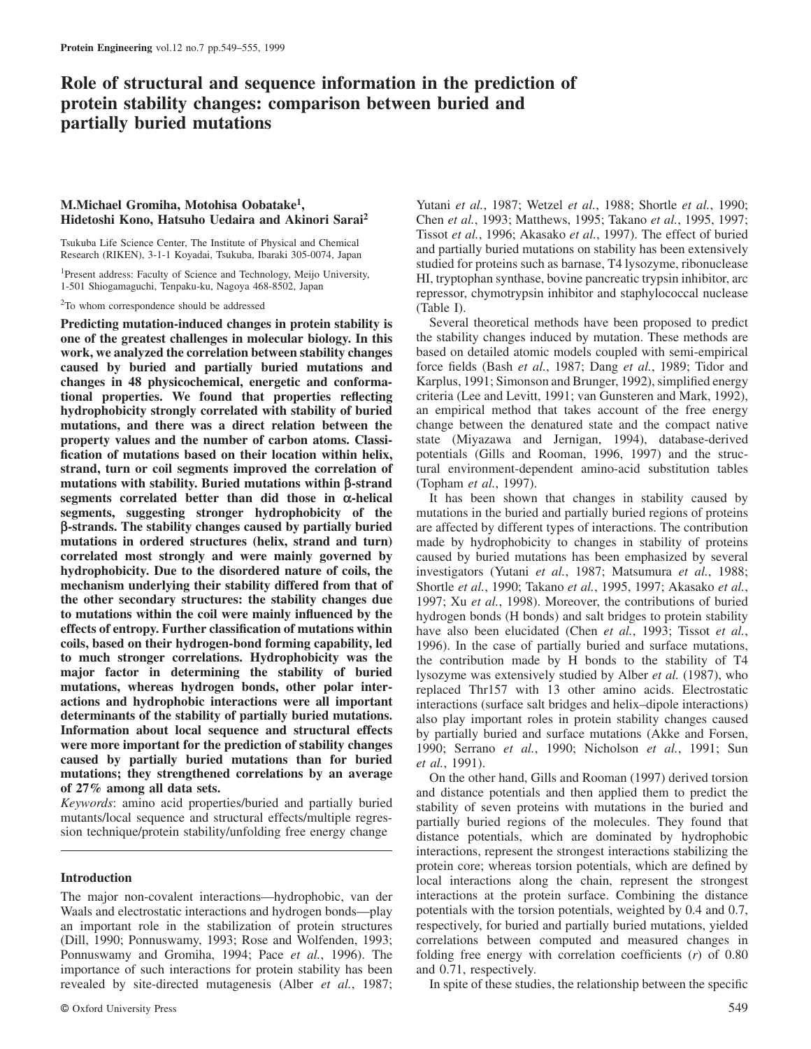# Role of structural and sequence information in the prediction of protein stability changes: comparison between buried and partially buried mutations

**M.Michael Gromiha, Motohisa Oobatake[1], Hidetoshi Kono, Hatsuho Uedaira and Akinori Sarai[2]**

Tsukuba Life Science Center, The Institute of Physical and Chemical Research (RIKEN), 3-1-1 Koyadai, Tsukuba, Ibaraki 305-0074, Japan

[1]Present address: Faculty of Science and Technology, Meijo University, 1-501 Shiogamaguchi, Tenpaku-ku, Nagoya 468-8502, Japan

[2]To whom correspondence should be addressed

**Predicting mutation-induced changes in protein stability is one of the greatest challenges in molecular biology. In this work, we analyzed the correlation between stability changes caused by buried and partially buried mutations and changes in 48 physicochemical, energetic and conformational properties. We found that properties reflecting hydrophobicity strongly correlated with stability of buried mutations, and there was a direct relation between the property values and the number of carbon atoms. Classification of mutations based on their location within helix, strand, turn or coil segments improved the correlation of mutations with stability. Buried mutations within β-strand segments correlated better than did those in α-helical segments, suggesting stronger hydrophobicity of the β-strands. The stability changes caused by partially buried mutations in ordered structures (helix, strand and turn) correlated most strongly and were mainly governed by hydrophobicity. Due to the disordered nature of coils, the mechanism underlying their stability differed from that of the other secondary structures: the stability changes due to mutations within the coil were mainly influenced by the effects of entropy. Further classification of mutations within coils, based on their hydrogen-bond forming capability, led to much stronger correlations. Hydrophobicity was the major factor in determining the stability of buried mutations, whereas hydrogen bonds, other polar interactions and hydrophobic interactions were all important determinants of the stability of partially buried mutations. Information about local sequence and structural effects were more important for the prediction of stability changes caused by partially buried mutations than for buried mutations; they strengthened correlations by an average of 27% among all data sets.**

*Keywords*: amino acid properties/buried and partially buried mutants/local sequence and structural effects/multiple regression technique/protein stability/unfolding free energy change

## Introduction

The major non-covalent interactions—hydrophobic, van der Waals and electrostatic interactions and hydrogen bonds—play an important role in the stabilization of protein structures (Dill, 1990; Ponnuswamy, 1993; Rose and Wolfenden, 1993; Ponnuswamy and Gromiha, 1994; Pace *et al.*, 1996). The importance of such interactions for protein stability has been revealed by site-directed mutagenesis (Alber *et al.*, 1987; Yutani *et al.*, 1987; Wetzel *et al.*, 1988; Shortle *et al.*, 1990; Chen *et al.*, 1993; Matthews, 1995; Takano *et al.*, 1995, 1997; Tissot *et al.*, 1996; Akasako *et al.*, 1997). The effect of buried and partially buried mutations on stability has been extensively studied for proteins such as barnase, T4 lysozyme, ribonuclease HI, tryptophan synthase, bovine pancreatic trypsin inhibitor, arc repressor, chymotrypsin inhibitor and staphylococcal nuclease (Table I).

Several theoretical methods have been proposed to predict the stability changes induced by mutation. These methods are based on detailed atomic models coupled with semi-empirical force fields (Bash *et al.*, 1987; Dang *et al.*, 1989; Tidor and Karplus, 1991; Simonson and Brunger, 1992), simplified energy criteria (Lee and Levitt, 1991; van Gunsteren and Mark, 1992), an empirical method that takes account of the free energy change between the denatured state and the compact native state (Miyazawa and Jernigan, 1994), database-derived potentials (Gills and Rooman, 1996, 1997) and the structural environment-dependent amino-acid substitution tables (Topham *et al.*, 1997).

It has been shown that changes in stability caused by mutations in the buried and partially buried regions of proteins are affected by different types of interactions. The contribution made by hydrophobicity to changes in stability of proteins caused by buried mutations has been emphasized by several investigators (Yutani *et al.*, 1987; Matsumura *et al.*, 1988; Shortle *et al.*, 1990; Takano *et al.*, 1995, 1997; Akasako *et al.*, 1997; Xu *et al.*, 1998). Moreover, the contributions of buried hydrogen bonds (H bonds) and salt bridges to protein stability have also been elucidated (Chen *et al.*, 1993; Tissot *et al.*, 1996). In the case of partially buried and surface mutations, the contribution made by H bonds to the stability of T4 lysozyme was extensively studied by Alber *et al.* (1987), who replaced Thr157 with 13 other amino acids. Electrostatic interactions (surface salt bridges and helix–dipole interactions) also play important roles in protein stability changes caused by partially buried and surface mutations (Akke and Forsen, 1990; Serrano *et al.*, 1990; Nicholson *et al.*, 1991; Sun *et al.*, 1991).

On the other hand, Gills and Rooman (1997) derived torsion and distance potentials and then applied them to predict the stability of seven proteins with mutations in the buried and partially buried regions of the molecules. They found that distance potentials, which are dominated by hydrophobic interactions, represent the strongest interactions stabilizing the protein core; whereas torsion potentials, which are defined by local interactions along the chain, represent the strongest interactions at the protein surface. Combining the distance potentials with the torsion potentials, weighted by 0.4 and 0.7, respectively, for buried and partially buried mutations, yielded correlations between computed and measured changes in folding free energy with correlation coefficients ($r$) of 0.80 and 0.71, respectively.

In spite of these studies, the relationship between the specific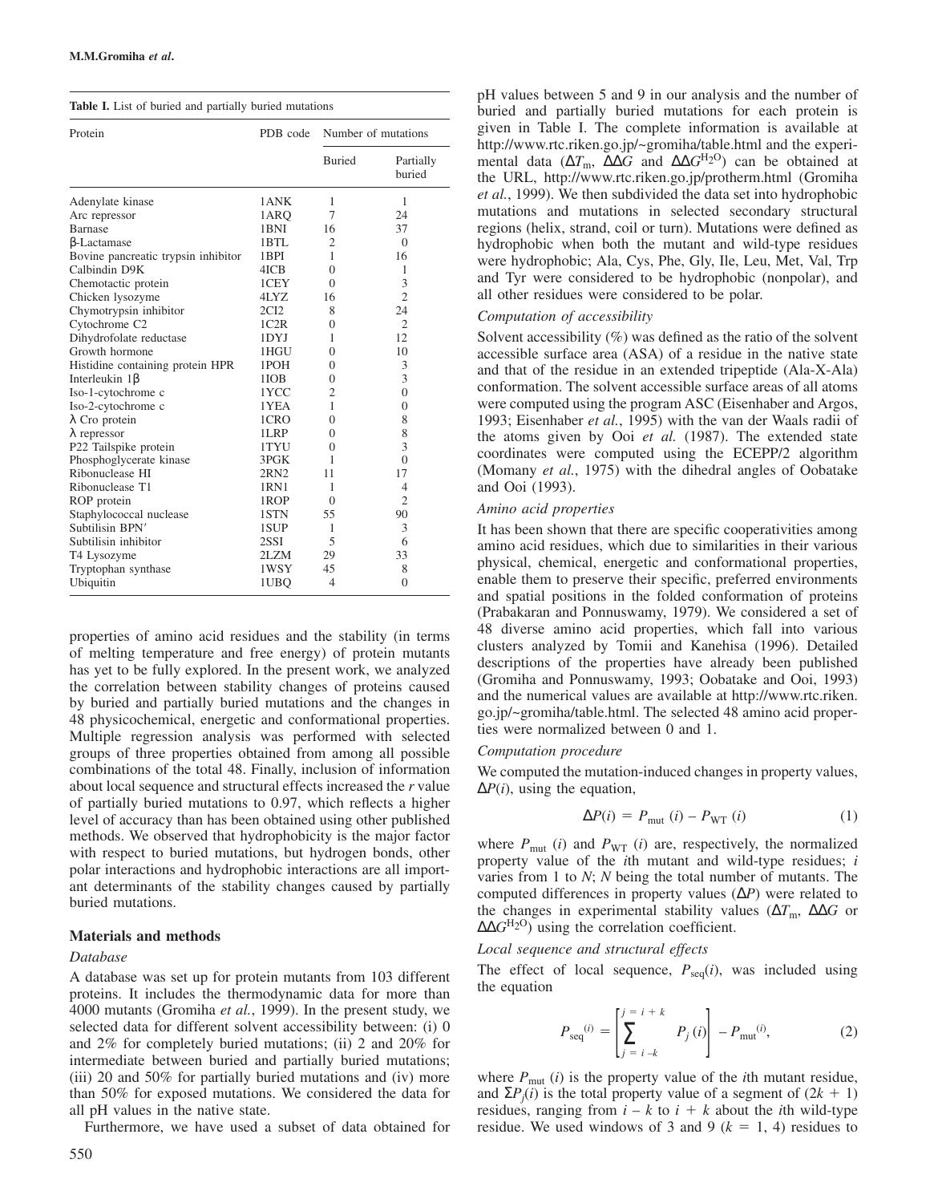**Table I.** List of buried and partially buried mutations

| Protein | PDB code | Number of mutations | |
|---|---|---|---|
| | | Buried | Partially buried |
| Adenylate kinase | 1ANK | 1 | 1 |
| Arc repressor | 1ARQ | 7 | 24 |
| Barnase | 1BNI | 16 | 37 |
| β-Lactamase | 1BTL | 2 | 0 |
| Bovine pancreatic trypsin inhibitor | 1BPI | 1 | 16 |
| Calbindin D9K | 4ICB | 0 | 1 |
| Chemotactic protein | 1CEY | 0 | 3 |
| Chicken lysozyme | 4LYZ | 16 | 2 |
| Chymotrypsin inhibitor | 2CI2 | 8 | 24 |
| Cytochrome C2 | 1C2R | 0 | 2 |
| Dihydrofolate reductase | 1DYJ | 1 | 12 |
| Growth hormone | 1HGU | 0 | 10 |
| Histidine containing protein HPR | 1POH | 0 | 3 |
| Interleukin 1β | 1IOB | 0 | 3 |
| Iso-1-cytochrome c | 1YCC | 2 | 0 |
| Iso-2-cytochrome c | 1YEA | 1 | 0 |
| λ Cro protein | 1CRO | 0 | 8 |
| λ repressor | 1LRP | 0 | 8 |
| P22 Tailspike protein | 1TYU | 0 | 3 |
| Phosphoglycerate kinase | 3PGK | 1 | 0 |
| Ribonuclease HI | 2RN2 | 11 | 17 |
| Ribonuclease T1 | 1RN1 | 1 | 4 |
| ROP protein | 1ROP | 0 | 2 |
| Staphylococcal nuclease | 1STN | 55 | 90 |
| Subtilisin BPN′ | 1SUP | 1 | 3 |
| Subtilisin inhibitor | 2SSI | 5 | 6 |
| T4 Lysozyme | 2LZM | 29 | 33 |
| Tryptophan synthase | 1WSY | 45 | 8 |
| Ubiquitin | 1UBQ | 4 | 0 |

properties of amino acid residues and the stability (in terms of melting temperature and free energy) of protein mutants has yet to be fully explored. In the present work, we analyzed the correlation between stability changes of proteins caused by buried and partially buried mutations and the changes in 48 physicochemical, energetic and conformational properties. Multiple regression analysis was performed with selected groups of three properties obtained from among all possible combinations of the total 48. Finally, inclusion of information about local sequence and structural effects increased the *r* value of partially buried mutations to 0.97, which reflects a higher level of accuracy than has been obtained using other published methods. We observed that hydrophobicity is the major factor with respect to buried mutations, but hydrogen bonds, other polar interactions and hydrophobic interactions are all important determinants of the stability changes caused by partially buried mutations.

## Materials and methods

### *Database*

A database was set up for protein mutants from 103 different proteins. It includes the thermodynamic data for more than 4000 mutants (Gromiha *et al.*, 1999). In the present study, we selected data for different solvent accessibility between: (i) 0 and 2% for completely buried mutations; (ii) 2 and 20% for intermediate between buried and partially buried mutations; (iii) 20 and 50% for partially buried mutations and (iv) more than 50% for exposed mutations. We considered the data for all pH values in the native state.

Furthermore, we have used a subset of data obtained for pH values between 5 and 9 in our analysis and the number of buried and partially buried mutations for each protein is given in Table I. The complete information is available at http://www.rtc.riken.go.jp/~gromiha/table.html and the experimental data ($\Delta T_m$, $\Delta\Delta G$ and $\Delta\Delta G^{H_2O}$) can be obtained at the URL, http://www.rtc.riken.go.jp/protherm.html (Gromiha *et al.*, 1999). We then subdivided the data set into hydrophobic mutations and mutations in selected secondary structural regions (helix, strand, coil or turn). Mutations were defined as hydrophobic when both the mutant and wild-type residues were hydrophobic; Ala, Cys, Phe, Gly, Ile, Leu, Met, Val, Trp and Tyr were considered to be hydrophobic (nonpolar), and all other residues were considered to be polar.

### *Computation of accessibility*

Solvent accessibility (%) was defined as the ratio of the solvent accessible surface area (ASA) of a residue in the native state and that of the residue in an extended tripeptide (Ala-X-Ala) conformation. The solvent accessible surface areas of all atoms were computed using the program ASC (Eisenhaber and Argos, 1993; Eisenhaber *et al.*, 1995) with the van der Waals radii of the atoms given by Ooi *et al.* (1987). The extended state coordinates were computed using the ECEPP/2 algorithm (Momany *et al.*, 1975) with the dihedral angles of Oobatake and Ooi (1993).

### *Amino acid properties*

It has been shown that there are specific cooperativities among amino acid residues, which due to similarities in their various physical, chemical, energetic and conformational properties, enable them to preserve their specific, preferred environments and spatial positions in the folded conformation of proteins (Prabakaran and Ponnuswamy, 1979). We considered a set of 48 diverse amino acid properties, which fall into various clusters analyzed by Tomii and Kanehisa (1996). Detailed descriptions of the properties have already been published (Gromiha and Ponnuswamy, 1993; Oobatake and Ooi, 1993) and the numerical values are available at http://www.rtc.riken.go.jp/~gromiha/table.html. The selected 48 amino acid properties were normalized between 0 and 1.

### *Computation procedure*

We computed the mutation-induced changes in property values, $\Delta P(i)$, using the equation,

$$\Delta P(i) = P_{\text{mut}}(i) - P_{\text{WT}}(i) \tag{1}$$

where $P_{\text{mut}}(i)$ and $P_{\text{WT}}(i)$ are, respectively, the normalized property value of the *i*th mutant and wild-type residues; *i* varies from 1 to *N*; *N* being the total number of mutants. The computed differences in property values ($\Delta P$) were related to the changes in experimental stability values ($\Delta T_m$, $\Delta\Delta G$ or $\Delta\Delta G^{H_2O}$) using the correlation coefficient.

### *Local sequence and structural effects*

The effect of local sequence, $P_{\text{seq}}(i)$, was included using the equation

$$P_{\text{seq}}{}^{(i)} = \left[\sum_{j=i-k}^{j=i+k} P_j(i)\right] - P_{\text{mut}}{}^{(i)}, \tag{2}$$

where $P_{\text{mut}}(i)$ is the property value of the *i*th mutant residue, and $\Sigma P_j(i)$ is the total property value of a segment of $(2k + 1)$ residues, ranging from $i - k$ to $i + k$ about the *i*th wild-type residue. We used windows of 3 and 9 ($k = 1, 4$) residues to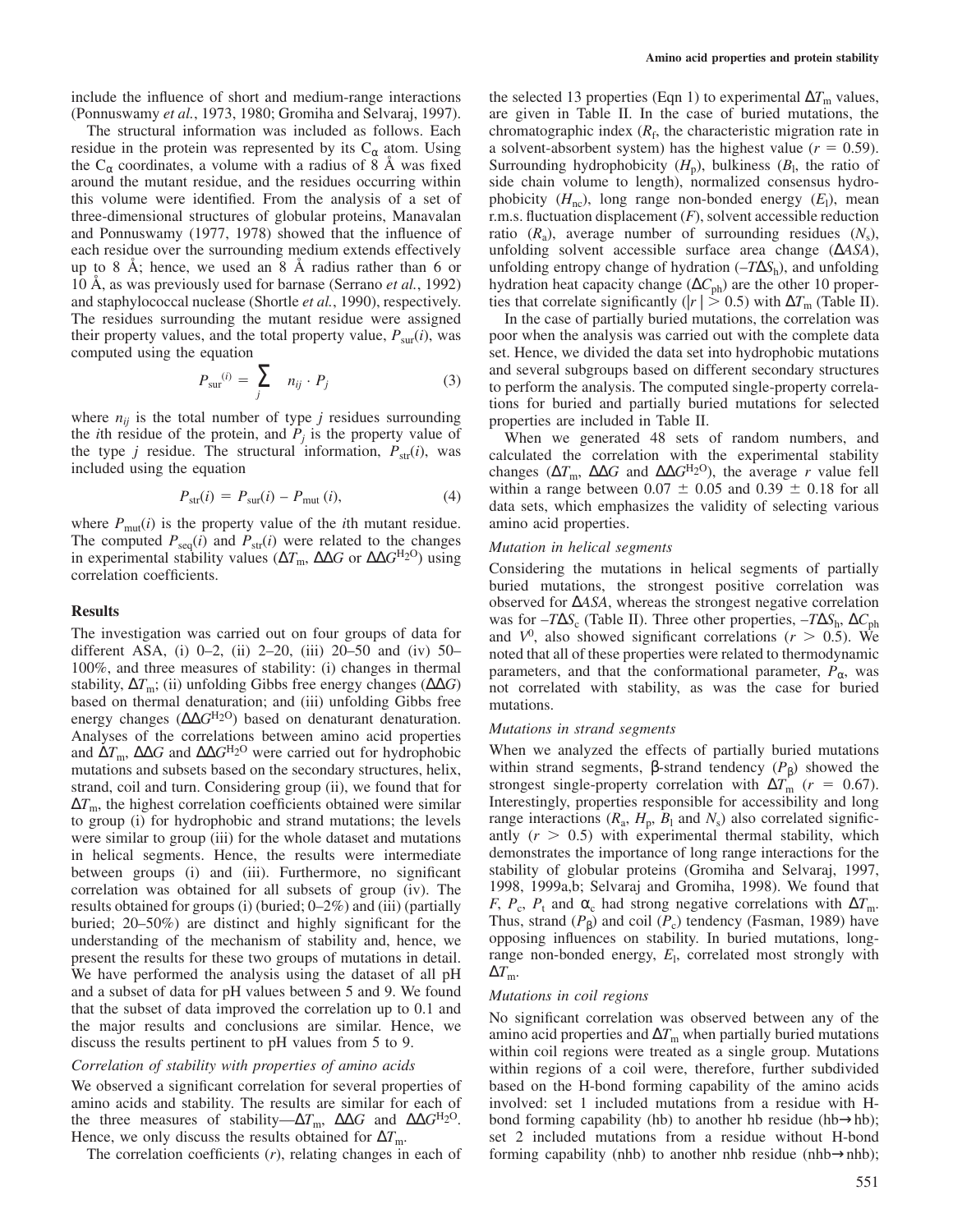include the influence of short and medium-range interactions (Ponnuswamy *et al.*, 1973, 1980; Gromiha and Selvaraj, 1997).

The structural information was included as follows. Each residue in the protein was represented by its $C_\alpha$ atom. Using the $C_\alpha$ coordinates, a volume with a radius of 8 Å was fixed around the mutant residue, and the residues occurring within this volume were identified. From the analysis of a set of three-dimensional structures of globular proteins, Manavalan and Ponnuswamy (1977, 1978) showed that the influence of each residue over the surrounding medium extends effectively up to 8 Å; hence, we used an 8 Å radius rather than 6 or 10 Å, as was previously used for barnase (Serrano *et al.*, 1992) and staphylococcal nuclease (Shortle *et al.*, 1990), respectively. The residues surrounding the mutant residue were assigned their property values, and the total property value, $P_{sur}(i)$, was computed using the equation

$$P_{sur}^{(i)} = \sum_{j} n_{ij} \cdot P_j \tag{3}$$

where $n_{ij}$ is the total number of type $j$ residues surrounding the $i$th residue of the protein, and $P_j$ is the property value of the type $j$ residue. The structural information, $P_{str}(i)$, was included using the equation

$$P_{str}(i) = P_{sur}(i) - P_{mut}(i), \tag{4}$$

where $P_{mut}(i)$ is the property value of the $i$th mutant residue. The computed $P_{seq}(i)$ and $P_{str}(i)$ were related to the changes in experimental stability values ($\Delta T_m$, $\Delta\Delta G$ or $\Delta\Delta G^{H_2O}$) using correlation coefficients.

## Results

The investigation was carried out on four groups of data for different ASA, (i) 0–2, (ii) 2–20, (iii) 20–50 and (iv) 50–100%, and three measures of stability: (i) changes in thermal stability, $\Delta T_m$; (ii) unfolding Gibbs free energy changes ($\Delta\Delta G$) based on thermal denaturation; and (iii) unfolding Gibbs free energy changes ($\Delta\Delta G^{H_2O}$) based on denaturant denaturation. Analyses of the correlations between amino acid properties and $\Delta T_m$, $\Delta\Delta G$ and $\Delta\Delta G^{H_2O}$ were carried out for hydrophobic mutations and subsets based on the secondary structures, helix, strand, coil and turn. Considering group (ii), we found that for $\Delta T_m$, the highest correlation coefficients obtained were similar to group (i) for hydrophobic and strand mutations; the levels were similar to group (iii) for the whole dataset and mutations in helical segments. Hence, the results were intermediate between groups (i) and (iii). Furthermore, no significant correlation was obtained for all subsets of group (iv). The results obtained for groups (i) (buried; 0–2%) and (iii) (partially buried; 20–50%) are distinct and highly significant for the understanding of the mechanism of stability and, hence, we present the results for these two groups of mutations in detail. We have performed the analysis using the dataset of all pH and a subset of data for pH values between 5 and 9. We found that the subset of data improved the correlation up to 0.1 and the major results and conclusions are similar. Hence, we discuss the results pertinent to pH values from 5 to 9.

### *Correlation of stability with properties of amino acids*

We observed a significant correlation for several properties of amino acids and stability. The results are similar for each of the three measures of stability—$\Delta T_m$, $\Delta\Delta G$ and $\Delta\Delta G^{H_2O}$. Hence, we only discuss the results obtained for $\Delta T_m$.

The correlation coefficients ($r$), relating changes in each of the selected 13 properties (Eqn 1) to experimental $\Delta T_m$ values, are given in Table II. In the case of buried mutations, the chromatographic index ($R_f$, the characteristic migration rate in a solvent-absorbent system) has the highest value ($r = 0.59$). Surrounding hydrophobicity ($H_p$), bulkiness ($B_l$, the ratio of side chain volume to length), normalized consensus hydrophobicity ($H_{nc}$), long range non-bonded energy ($E_l$), mean r.m.s. fluctuation displacement ($F$), solvent accessible reduction ratio ($R_a$), average number of surrounding residues ($N_s$), unfolding solvent accessible surface area change ($\Delta ASA$), unfolding entropy change of hydration ($-T\Delta S_h$), and unfolding hydration heat capacity change ($\Delta C_{ph}$) are the other 10 properties that correlate significantly ($|r| > 0.5$) with $\Delta T_m$ (Table II).

In the case of partially buried mutations, the correlation was poor when the analysis was carried out with the complete data set. Hence, we divided the data set into hydrophobic mutations and several subgroups based on different secondary structures to perform the analysis. The computed single-property correlations for buried and partially buried mutations for selected properties are included in Table II.

When we generated 48 sets of random numbers, and calculated the correlation with the experimental stability changes ($\Delta T_m$, $\Delta\Delta G$ and $\Delta\Delta G^{H_2O}$), the average $r$ value fell within a range between $0.07 \pm 0.05$ and $0.39 \pm 0.18$ for all data sets, which emphasizes the validity of selecting various amino acid properties.

### *Mutation in helical segments*

Considering the mutations in helical segments of partially buried mutations, the strongest positive correlation was observed for $\Delta ASA$, whereas the strongest negative correlation was for $-T\Delta S_c$ (Table II). Three other properties, $-T\Delta S_h$, $\Delta C_{ph}$ and $V^0$, also showed significant correlations ($r > 0.5$). We noted that all of these properties were related to thermodynamic parameters, and that the conformational parameter, $P_\alpha$, was not correlated with stability, as was the case for buried mutations.

### *Mutations in strand segments*

When we analyzed the effects of partially buried mutations within strand segments, β-strand tendency ($P_\beta$) showed the strongest single-property correlation with $\Delta T_m$ ($r = 0.67$). Interestingly, properties responsible for accessibility and long range interactions ($R_a$, $H_p$, $B_l$ and $N_s$) also correlated significantly ($r > 0.5$) with experimental thermal stability, which demonstrates the importance of long range interactions for the stability of globular proteins (Gromiha and Selvaraj, 1997, 1998, 1999a,b; Selvaraj and Gromiha, 1998). We found that $F$, $P_c$, $P_t$ and $\alpha_c$ had strong negative correlations with $\Delta T_m$. Thus, strand ($P_\beta$) and coil ($P_c$) tendency (Fasman, 1989) have opposing influences on stability. In buried mutations, long-range non-bonded energy, $E_l$, correlated most strongly with $\Delta T_m$.

### *Mutations in coil regions*

No significant correlation was observed between any of the amino acid properties and $\Delta T_m$ when partially buried mutations within coil regions were treated as a single group. Mutations within regions of a coil were, therefore, further subdivided based on the H-bond forming capability of the amino acids involved: set 1 included mutations from a residue with H-bond forming capability (hb) to another hb residue (hb→hb); set 2 included mutations from a residue without H-bond forming capability (nhb) to another nhb residue (nhb→nhb);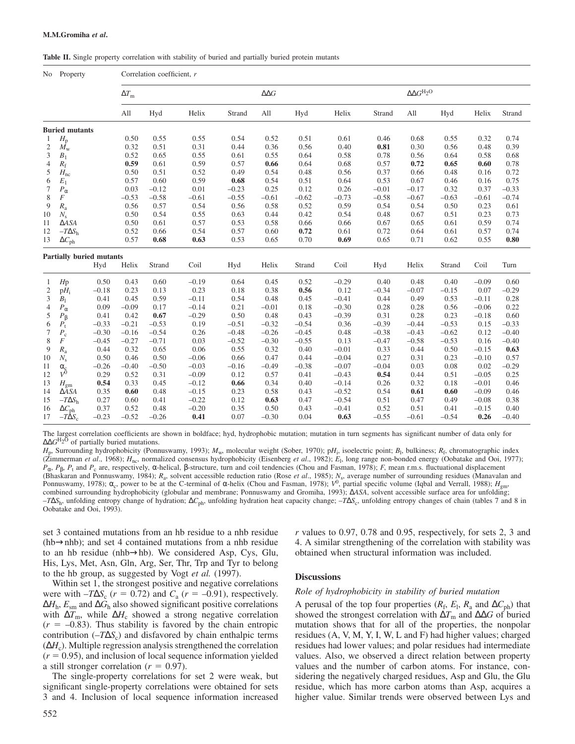**Table II.** Single property correlation with stability of buried and partially buried protein mutants

| No | Property | Correlation coefficient, $r$ | | | | | | | | | | | |
|---|---|---|---|---|---|---|---|---|---|---|---|---|---|
| | | $\Delta T_m$ | | | | $\Delta\Delta G$ | | | | $\Delta\Delta G^{H_2O}$ | | | |
| | | All | Hyd | Helix | Strand | All | Hyd | Helix | Strand | All | Hyd | Helix | Strand |
| **Buried mutants** | | | | | | | | | | | | | |
| 1 | $H_p$ | 0.50 | 0.55 | 0.55 | 0.54 | 0.52 | 0.51 | 0.61 | 0.46 | 0.68 | 0.55 | 0.32 | 0.74 |
| 2 | $M_w$ | 0.32 | 0.51 | 0.31 | 0.44 | 0.36 | 0.56 | 0.40 | **0.81** | 0.30 | 0.56 | 0.48 | 0.39 |
| 3 | $B_l$ | 0.52 | 0.65 | 0.55 | 0.61 | 0.55 | 0.64 | 0.58 | 0.78 | 0.56 | 0.64 | 0.58 | 0.68 |
| 4 | $R_f$ | **0.59** | 0.61 | 0.59 | 0.57 | **0.66** | 0.64 | 0.68 | 0.57 | **0.72** | **0.65** | **0.60** | 0.78 |
| 5 | $H_{nc}$ | 0.50 | 0.51 | 0.52 | 0.49 | 0.54 | 0.48 | 0.56 | 0.37 | 0.66 | 0.48 | 0.16 | 0.72 |
| 6 | $E_l$ | 0.57 | 0.60 | 0.59 | **0.68** | 0.54 | 0.51 | 0.64 | 0.53 | 0.67 | 0.46 | 0.16 | 0.75 |
| 7 | $P_\alpha$ | 0.03 | –0.12 | 0.01 | –0.23 | 0.25 | 0.12 | 0.26 | –0.01 | –0.17 | 0.32 | 0.37 | –0.33 |
| 8 | $F$ | –0.53 | –0.58 | –0.61 | –0.55 | –0.61 | –0.62 | –0.73 | –0.58 | –0.67 | –0.63 | –0.61 | –0.74 |
| 9 | $R_a$ | 0.56 | 0.57 | 0.54 | 0.56 | 0.58 | 0.52 | 0.59 | 0.54 | 0.54 | 0.50 | 0.23 | 0.61 |
| 10 | $N_s$ | 0.50 | 0.54 | 0.55 | 0.63 | 0.44 | 0.42 | 0.54 | 0.48 | 0.67 | 0.51 | 0.23 | 0.73 |
| 11 | $\Delta ASA$ | 0.50 | 0.61 | 0.57 | 0.53 | 0.58 | 0.66 | 0.66 | 0.67 | 0.65 | 0.61 | 0.59 | 0.74 |
| 12 | $-T\Delta S_h$ | 0.52 | 0.66 | 0.54 | 0.57 | 0.60 | **0.72** | 0.61 | 0.72 | 0.64 | 0.61 | 0.57 | 0.74 |
| 13 | $\Delta C_{ph}$ | 0.57 | **0.68** | **0.63** | 0.53 | 0.65 | 0.70 | **0.69** | 0.65 | 0.71 | 0.62 | 0.55 | **0.80** |
| **Partially buried mutants** | | | | | | | | | | | | | |
| | | Hyd | Helix | Strand | Coil | Hyd | Helix | Strand | Coil | Hyd | Helix | Strand | Coil | Turn |
| 1 | $Hp$ | 0.50 | 0.43 | 0.60 | –0.19 | 0.64 | 0.45 | 0.52 | –0.29 | 0.40 | 0.48 | 0.40 | –0.09 | 0.60 |
| 2 | $pH_i$ | –0.18 | 0.23 | 0.13 | 0.23 | 0.18 | 0.38 | **0.56** | 0.12 | –0.34 | –0.07 | –0.15 | 0.07 | –0.29 |
| 3 | $B_l$ | 0.41 | 0.45 | 0.59 | –0.11 | 0.54 | 0.48 | 0.45 | –0.41 | 0.44 | 0.49 | 0.53 | –0.11 | 0.28 |
| 4 | $P_\alpha$ | 0.09 | –0.09 | 0.17 | –0.14 | 0.21 | –0.01 | 0.18 | –0.30 | 0.28 | 0.28 | 0.56 | –0.06 | 0.22 |
| 5 | $P_\beta$ | 0.41 | 0.42 | **0.67** | –0.29 | 0.50 | 0.48 | 0.43 | –0.39 | 0.31 | 0.28 | 0.23 | –0.18 | 0.60 |
| 6 | $P_t$ | –0.33 | –0.21 | –0.53 | 0.19 | –0.51 | –0.32 | –0.54 | 0.36 | –0.39 | –0.44 | –0.53 | 0.15 | –0.33 |
| 7 | $P_c$ | –0.30 | –0.16 | –0.54 | 0.26 | –0.48 | –0.26 | –0.45 | 0.48 | –0.38 | –0.43 | –0.62 | 0.12 | –0.40 |
| 8 | $F$ | –0.45 | –0.27 | –0.71 | 0.03 | –0.52 | –0.30 | –0.55 | 0.13 | –0.47 | –0.58 | –0.53 | 0.16 | –0.40 |
| 9 | $R_a$ | 0.44 | 0.32 | 0.65 | 0.06 | 0.55 | 0.32 | 0.40 | –0.01 | 0.33 | 0.44 | 0.50 | –0.15 | **0.63** |
| 10 | $N_s$ | 0.50 | 0.46 | 0.50 | –0.06 | 0.66 | 0.47 | 0.44 | –0.04 | 0.27 | 0.31 | 0.23 | –0.10 | 0.57 |
| 11 | $\alpha_c$ | –0.26 | –0.40 | –0.50 | –0.03 | –0.16 | –0.49 | –0.38 | –0.07 | –0.04 | 0.03 | 0.08 | 0.02 | –0.29 |
| 12 | $V^0$ | 0.29 | 0.52 | 0.31 | –0.09 | 0.12 | 0.57 | 0.41 | –0.43 | **0.54** | 0.44 | 0.51 | –0.05 | 0.25 |
| 13 | $H_{gm}$ | **0.54** | 0.33 | 0.45 | –0.12 | **0.66** | 0.34 | 0.40 | –0.14 | 0.26 | 0.32 | 0.18 | –0.01 | 0.46 |
| 14 | $\Delta ASA$ | 0.35 | **0.60** | 0.48 | –0.15 | 0.23 | 0.58 | 0.43 | –0.52 | 0.54 | **0.61** | **0.60** | –0.09 | 0.46 |
| 15 | $-T\Delta S_h$ | 0.27 | 0.60 | 0.41 | –0.22 | 0.12 | **0.63** | 0.47 | –0.54 | 0.51 | 0.47 | 0.49 | –0.08 | 0.38 |
| 16 | $\Delta C_{ph}$ | 0.37 | 0.52 | 0.48 | –0.20 | 0.35 | 0.50 | 0.43 | –0.41 | 0.52 | 0.51 | 0.41 | –0.15 | 0.40 |
| 17 | $-T\Delta S_c$ | –0.23 | –0.52 | –0.26 | **0.41** | 0.07 | –0.30 | 0.04 | **0.63** | –0.55 | –0.61 | –0.54 | **0.26** | –0.40 |

The largest correlation coefficients are shown in boldface; hyd, hydrophobic mutation; mutation in turn segments has significant number of data only for $\Delta\Delta G^{H_2O}$ of partially buried mutations.

$H_p$, Surrounding hydrophobicity (Ponnuswamy, 1993); $M_w$, molecular weight (Sober, 1970); $pH_i$, isoelectric point; $B_l$, bulkiness; $R_f$, chromatographic index (Zimmerman *et al*., 1968); $H_{nc}$, normalized consensus hydrophobicity (Eisenberg *et al*., 1982); $E_l$, long range non-bonded energy (Oobatake and Ooi, 1977); $P_\alpha$, $P_\beta$, $P_t$ and $P_c$ are, respectively, α-helical, β-structure, turn and coil tendencies (Chou and Fasman, 1978); $F$, mean r.m.s. fluctuational displacement (Bhaskaran and Ponnuswamy, 1984); $R_a$, solvent accessible reduction ratio (Rose *et al*., 1985); $N_s$, average number of surrounding residues (Manavalan and Ponnuswamy, 1978); $\alpha_c$, power to be at the C-terminal of α-helix (Chou and Fasman, 1978); $V^0$, partial specific volume (Iqbal and Verrall, 1988); $H_{gm}$, combined surrounding hydrophobicity (globular and membrane; Ponnuswamy and Gromiha, 1993); $\Delta ASA$, solvent accessible surface area for unfolding; $-T\Delta S_h$, unfolding entropy change of hydration; $\Delta C_{ph}$, unfolding hydration heat capacity change; $-T\Delta S_c$, unfolding entropy changes of chain (tables 7 and 8 in Oobatake and Ooi, 1993).

set 3 contained mutations from an hb residue to a nhb residue (hb→nhb); and set 4 contained mutations from a nhb residue to an hb residue (nhb→hb). We considered Asp, Cys, Glu, His, Lys, Met, Asn, Gln, Arg, Ser, Thr, Trp and Tyr to belong to the hb group, as suggested by Vogt *et al.* (1997).

Within set 1, the strongest positive and negative correlations were with $-T\Delta S_c$ ($r$ = 0.72) and $C_a$ ($r$ = –0.91), respectively. $\Delta H_h$, $E_{sm}$ and $\Delta G_h$ also showed significant positive correlations with $\Delta T_m$, while $\Delta H_c$ showed a strong negative correlation ($r$ = –0.83). Thus stability is favored by the chain entropic contribution ($-T\Delta S_c$) and disfavored by chain enthalpic terms ($\Delta H_c$). Multiple regression analysis strengthened the correlation ($r$ = 0.95), and inclusion of local sequence information yielded a still stronger correlation ($r$ = 0.97).

The single-property correlations for set 2 were weak, but significant single-property correlations were obtained for sets 3 and 4. Inclusion of local sequence information increased $r$ values to 0.97, 0.78 and 0.95, respectively, for sets 2, 3 and 4. A similar strengthening of the correlation with stability was obtained when structural information was included.

## Discussions

### *Role of hydrophobicity in stability of buried mutation*

A perusal of the top four properties ($R_f$, $E_l$, $R_a$ and $\Delta C_{ph}$) that showed the strongest correlation with $\Delta T_m$ and $\Delta\Delta G$ of buried mutation shows that for all of the properties, the nonpolar residues (A, V, M, Y, I, W, L and F) had higher values; charged residues had lower values; and polar residues had intermediate values. Also, we observed a direct relation between property values and the number of carbon atoms. For instance, considering the negatively charged residues, Asp and Glu, the Glu residue, which has more carbon atoms than Asp, acquires a higher value. Similar trends were observed between Lys and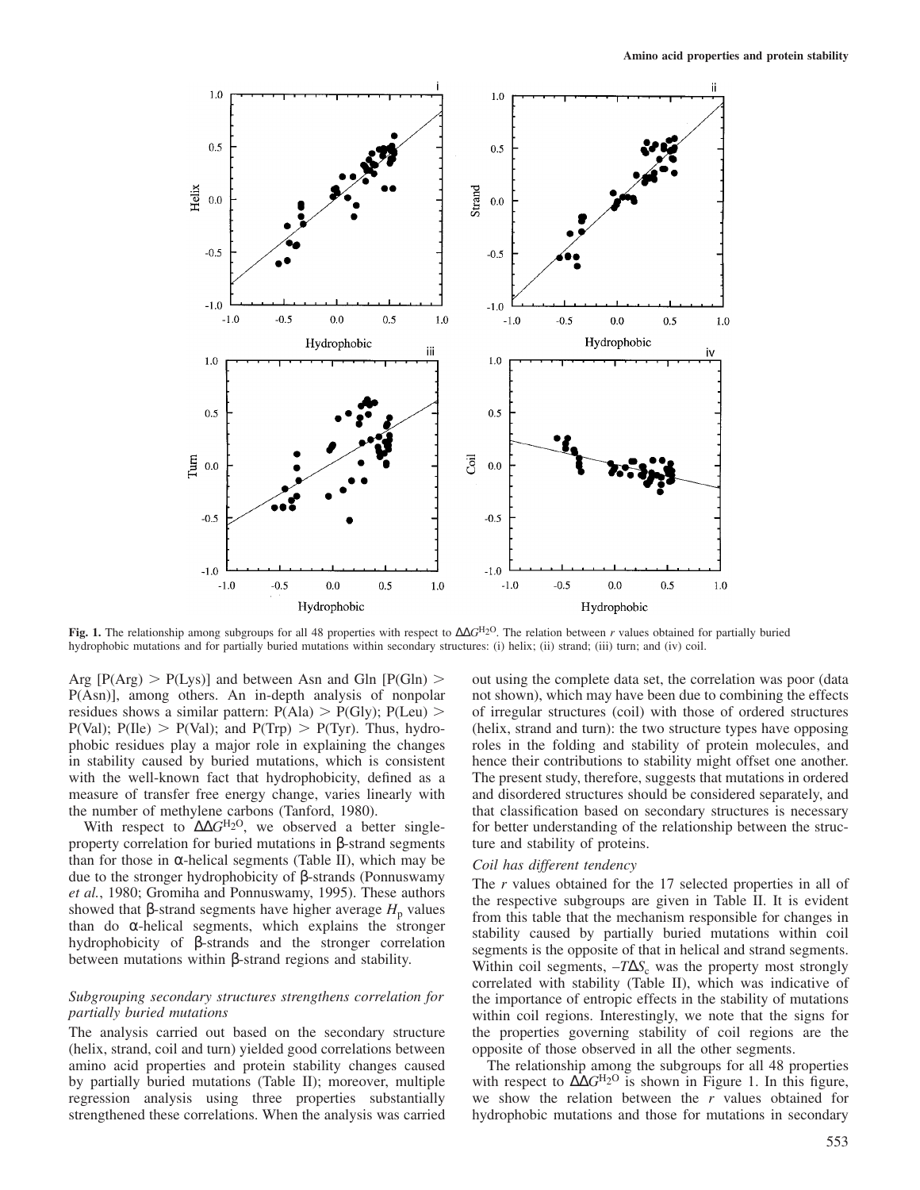**Fig. 1.** The relationship among subgroups for all 48 properties with respect to $\Delta\Delta G^{H_2O}$. The relation between *r* values obtained for partially buried hydrophobic mutations and for partially buried mutations within secondary structures: (i) helix; (ii) strand; (iii) turn; and (iv) coil.

Arg [P(Arg) > P(Lys)] and between Asn and Gln [P(Gln) > P(Asn)], among others. An in-depth analysis of nonpolar residues shows a similar pattern: P(Ala) > P(Gly); P(Leu) > P(Val); P(Ile) > P(Val); and P(Trp) > P(Tyr). Thus, hydrophobic residues play a major role in explaining the changes in stability caused by buried mutations, which is consistent with the well-known fact that hydrophobicity, defined as a measure of transfer free energy change, varies linearly with the number of methylene carbons (Tanford, 1980).

With respect to $\Delta\Delta G^{H_2O}$, we observed a better single-property correlation for buried mutations in β-strand segments than for those in α-helical segments (Table II), which may be due to the stronger hydrophobicity of β-strands (Ponnuswamy *et al.*, 1980; Gromiha and Ponnuswamy, 1995). These authors showed that β-strand segments have higher average $H_p$ values than do α-helical segments, which explains the stronger hydrophobicity of β-strands and the stronger correlation between mutations within β-strand regions and stability.

### *Subgrouping secondary structures strengthens correlation for partially buried mutations*

The analysis carried out based on the secondary structure (helix, strand, coil and turn) yielded good correlations between amino acid properties and protein stability changes caused by partially buried mutations (Table II); moreover, multiple regression analysis using three properties substantially strengthened these correlations. When the analysis was carried out using the complete data set, the correlation was poor (data not shown), which may have been due to combining the effects of irregular structures (coil) with those of ordered structures (helix, strand and turn): the two structure types have opposing roles in the folding and stability of protein molecules, and hence their contributions to stability might offset one another. The present study, therefore, suggests that mutations in ordered and disordered structures should be considered separately, and that classification based on secondary structures is necessary for better understanding of the relationship between the structure and stability of proteins.

### *Coil has different tendency*

The *r* values obtained for the 17 selected properties in all of the respective subgroups are given in Table II. It is evident from this table that the mechanism responsible for changes in stability caused by partially buried mutations within coil segments is the opposite of that in helical and strand segments. Within coil segments, $-T\Delta S_c$ was the property most strongly correlated with stability (Table II), which was indicative of the importance of entropic effects in the stability of mutations within coil regions. Interestingly, we note that the signs for the properties governing stability of coil regions are the opposite of those observed in all the other segments.

The relationship among the subgroups for all 48 properties with respect to $\Delta\Delta G^{H_2O}$ is shown in Figure 1. In this figure, we show the relation between the *r* values obtained for hydrophobic mutations and those for mutations in secondary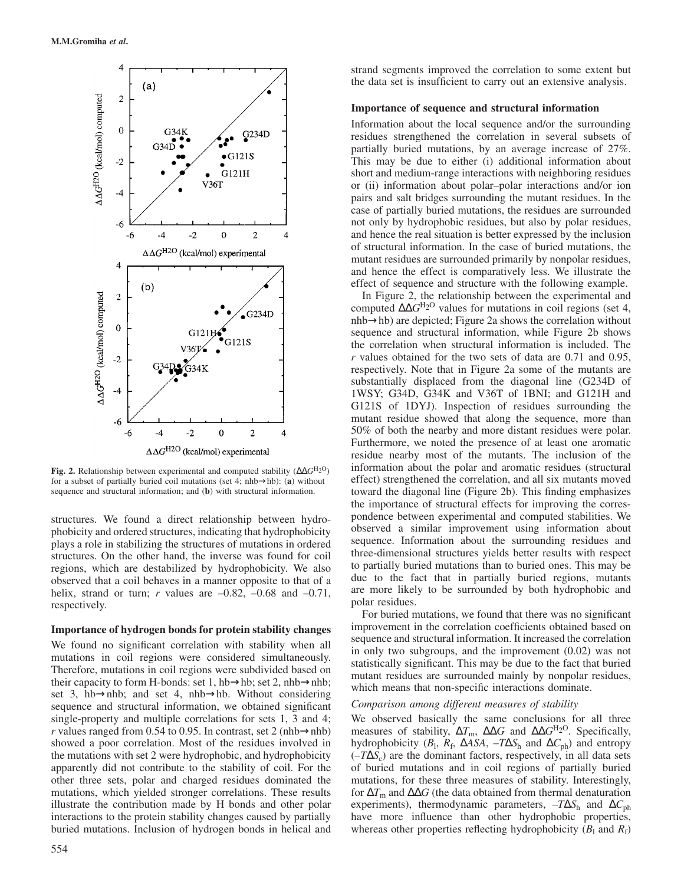**Fig. 2.** Relationship between experimental and computed stability ($\Delta\Delta G^{H_2O}$) for a subset of partially buried coil mutations (set 4; nhb→hb): (**a**) without sequence and structural information; and (**b**) with structural information.

structures. We found a direct relationship between hydrophobicity and ordered structures, indicating that hydrophobicity plays a role in stabilizing the structures of mutations in ordered structures. On the other hand, the inverse was found for coil regions, which are destabilized by hydrophobicity. We also observed that a coil behaves in a manner opposite to that of a helix, strand or turn; *r* values are –0.82, –0.68 and –0.71, respectively.

### Importance of hydrogen bonds for protein stability changes

We found no significant correlation with stability when all mutations in coil regions were considered simultaneously. Therefore, mutations in coil regions were subdivided based on their capacity to form H-bonds: set 1, hb→hb; set 2, nhb→nhb; set 3, hb→nhb; and set 4, nhb→hb. Without considering sequence and structural information, we obtained significant single-property and multiple correlations for sets 1, 3 and 4; *r* values ranged from 0.54 to 0.95. In contrast, set 2 (nhb→nhb) showed a poor correlation. Most of the residues involved in the mutations with set 2 were hydrophobic, and hydrophobicity apparently did not contribute to the stability of coil. For the other three sets, polar and charged residues dominated the mutations, which yielded stronger correlations. These results illustrate the contribution made by H bonds and other polar interactions to the protein stability changes caused by partially buried mutations. Inclusion of hydrogen bonds in helical and strand segments improved the correlation to some extent but the data set is insufficient to carry out an extensive analysis.

### Importance of sequence and structural information

Information about the local sequence and/or the surrounding residues strengthened the correlation in several subsets of partially buried mutations, by an average increase of 27%. This may be due to either (i) additional information about short and medium-range interactions with neighboring residues or (ii) information about polar–polar interactions and/or ion pairs and salt bridges surrounding the mutant residues. In the case of partially buried mutations, the residues are surrounded not only by hydrophobic residues, but also by polar residues, and hence the real situation is better expressed by the inclusion of structural information. In the case of buried mutations, the mutant residues are surrounded primarily by nonpolar residues, and hence the effect is comparatively less. We illustrate the effect of sequence and structure with the following example.

In Figure 2, the relationship between the experimental and computed $\Delta\Delta G^{H_2O}$ values for mutations in coil regions (set 4, nhb→hb) are depicted; Figure 2a shows the correlation without sequence and structural information, while Figure 2b shows the correlation when structural information is included. The *r* values obtained for the two sets of data are 0.71 and 0.95, respectively. Note that in Figure 2a some of the mutants are substantially displaced from the diagonal line (G234D of 1WSY; G34D, G34K and V36T of 1BNI; and G121H and G121S of 1DYJ). Inspection of residues surrounding the mutant residue showed that along the sequence, more than 50% of both the nearby and more distant residues were polar. Furthermore, we noted the presence of at least one aromatic residue nearby most of the mutants. The inclusion of the information about the polar and aromatic residues (structural effect) strengthened the correlation, and all six mutants moved toward the diagonal line (Figure 2b). This finding emphasizes the importance of structural effects for improving the correspondence between experimental and computed stabilities. We observed a similar improvement using information about sequence. Information about the surrounding residues and three-dimensional structures yields better results with respect to partially buried mutations than to buried ones. This may be due to the fact that in partially buried regions, mutants are more likely to be surrounded by both hydrophobic and polar residues.

For buried mutations, we found that there was no significant improvement in the correlation coefficients obtained based on sequence and structural information. It increased the correlation in only two subgroups, and the improvement (0.02) was not statistically significant. This may be due to the fact that buried mutant residues are surrounded mainly by nonpolar residues, which means that non-specific interactions dominate.

#### *Comparison among different measures of stability*

We observed basically the same conclusions for all three measures of stability, $\Delta T_m$, $\Delta\Delta G$ and $\Delta\Delta G^{H_2O}$. Specifically, hydrophobicity ($B_l$, $R_f$, $\Delta ASA$, $-T\Delta S_h$ and $\Delta C_{ph}$) and entropy ($-T\Delta S_c$) are the dominant factors, respectively, in all data sets of buried mutations and in coil regions of partially buried mutations, for these three measures of stability. Interestingly, for $\Delta T_m$ and $\Delta\Delta G$ (the data obtained from thermal denaturation experiments), thermodynamic parameters, $-T\Delta S_h$ and $\Delta C_{ph}$ have more influence than other hydrophobic properties, whereas other properties reflecting hydrophobicity ($B_l$ and $R_f$)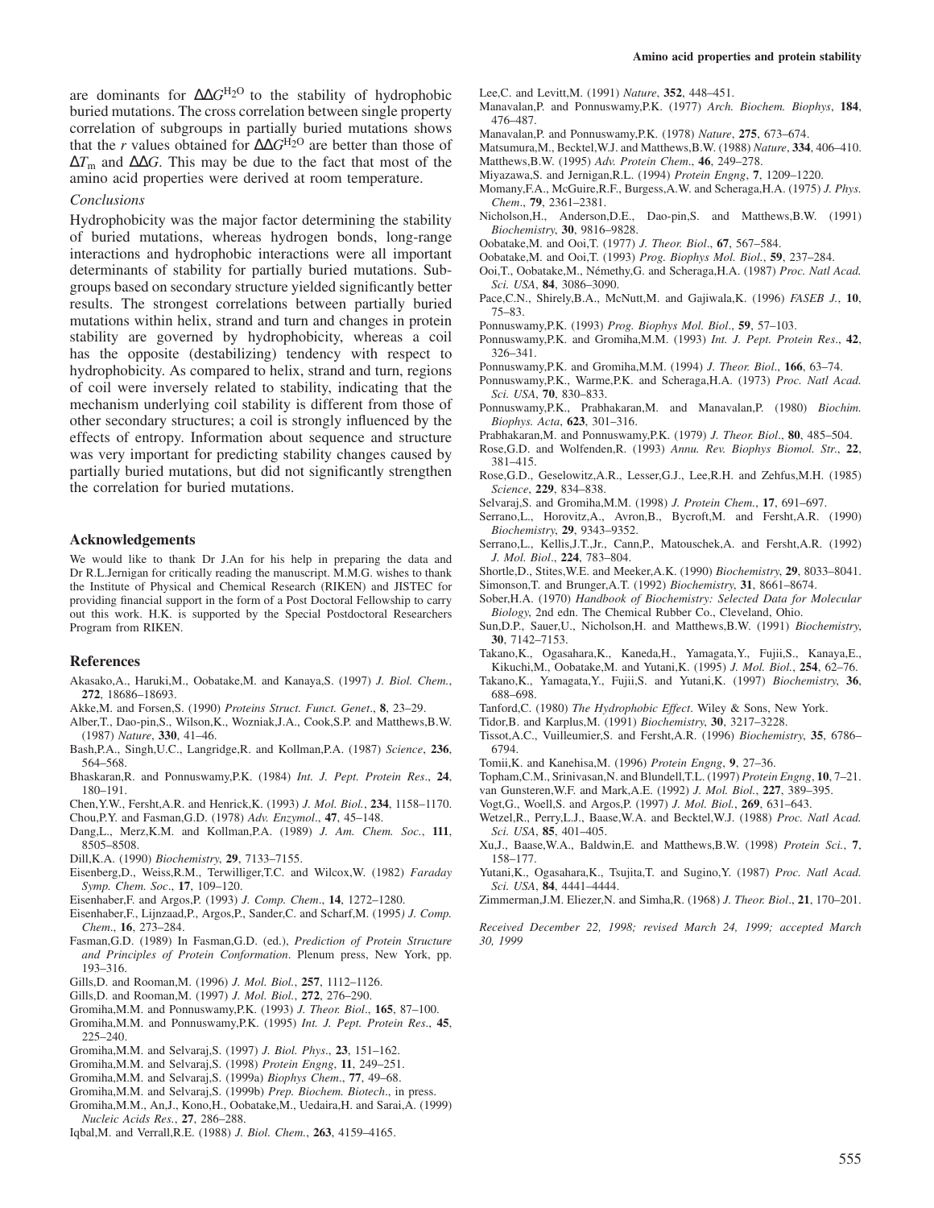are dominants for $\Delta\Delta G^{H_2O}$ to the stability of hydrophobic buried mutations. The cross correlation between single property correlation of subgroups in partially buried mutations shows that the $r$ values obtained for $\Delta\Delta G^{H_2O}$ are better than those of $\Delta T_m$ and $\Delta\Delta G$. This may be due to the fact that most of the amino acid properties were derived at room temperature.

*Conclusions*

Hydrophobicity was the major factor determining the stability of buried mutations, whereas hydrogen bonds, long-range interactions and hydrophobic interactions were all important determinants of stability for partially buried mutations. Subgroups based on secondary structure yielded significantly better results. The strongest correlations between partially buried mutations within helix, strand and turn and changes in protein stability are governed by hydrophobicity, whereas a coil has the opposite (destabilizing) tendency with respect to hydrophobicity. As compared to helix, strand and turn, regions of coil were inversely related to stability, indicating that the mechanism underlying coil stability is different from those of other secondary structures; a coil is strongly influenced by the effects of entropy. Information about sequence and structure was very important for predicting stability changes caused by partially buried mutations, but did not significantly strengthen the correlation for buried mutations.

## Acknowledgements

We would like to thank Dr J.An for his help in preparing the data and Dr R.L.Jernigan for critically reading the manuscript. M.M.G. wishes to thank the Institute of Physical and Chemical Research (RIKEN) and JISTEC for providing financial support in the form of a Post Doctoral Fellowship to carry out this work. H.K. is supported by the Special Postdoctoral Researchers Program from RIKEN.

## References

Akasako,A., Haruki,M., Oobatake,M. and Kanaya,S. (1997) *J. Biol. Chem.*, **272**, 18686–18693.

Akke,M. and Forsen,S. (1990) *Proteins Struct. Funct. Genet*., **8**, 23–29.

Alber,T., Dao-pin,S., Wilson,K., Wozniak,J.A., Cook,S.P. and Matthews,B.W. (1987) *Nature*, **330**, 41–46.

Bash,P.A., Singh,U.C., Langridge,R. and Kollman,P.A. (1987) *Science*, **236**, 564–568.

Bhaskaran,R. and Ponnuswamy,P.K. (1984) *Int. J. Pept. Protein Res*., **24**, 180–191.

Chen,Y.W., Fersht,A.R. and Henrick,K. (1993) *J. Mol. Biol.*, **234**, 1158–1170.

Chou,P.Y. and Fasman,G.D. (1978) *Adv. Enzymol*., **47**, 45–148.

Dang,L., Merz,K.M. and Kollman,P.A. (1989) *J. Am. Chem. Soc.*, **111**, 8505–8508.

Dill,K.A. (1990) *Biochemistry*, **29**, 7133–7155.

Eisenberg,D., Weiss,R.M., Terwilliger,T.C. and Wilcox,W. (1982) *Faraday Symp. Chem. Soc*., **17**, 109–120.

Eisenhaber,F. and Argos,P. (1993) *J. Comp. Chem*., **14**, 1272–1280.

Eisenhaber,F., Lijnzaad,P., Argos,P., Sander,C. and Scharf,M. (1995*) J. Comp. Chem*., **16**, 273–284.

Fasman,G.D. (1989) In Fasman,G.D. (ed.), *Prediction of Protein Structure and Principles of Protein Conformation*. Plenum press, New York, pp. 193–316.

Gills,D. and Rooman,M. (1996) *J. Mol. Biol.*, **257**, 1112–1126.

Gills,D. and Rooman,M. (1997) *J. Mol. Biol.*, **272**, 276–290.

Gromiha,M.M. and Ponnuswamy,P.K. (1993) *J. Theor. Biol*., **165**, 87–100.

Gromiha,M.M. and Ponnuswamy,P.K. (1995) *Int. J. Pept. Protein Res*., **45**, 225–240.

Gromiha,M.M. and Selvaraj,S. (1997) *J. Biol. Phys*., **23**, 151–162.

Gromiha,M.M. and Selvaraj,S. (1998) *Protein Engng*, **11**, 249–251.

Gromiha,M.M. and Selvaraj,S. (1999a) *Biophys Chem*., **77**, 49–68.

Gromiha,M.M. and Selvaraj,S. (1999b) *Prep. Biochem. Biotech*., in press.

Gromiha,M.M., An,J., Kono,H., Oobatake,M., Uedaira,H. and Sarai,A. (1999) *Nucleic Acids Res.*, **27**, 286–288.

Iqbal,M. and Verrall,R.E. (1988) *J. Biol. Chem.*, **263**, 4159–4165.

Lee,C. and Levitt,M. (1991) *Nature*, **352**, 448–451.

Manavalan,P. and Ponnuswamy,P.K. (1977) *Arch. Biochem. Biophys*, **184**, 476–487.

Manavalan,P. and Ponnuswamy,P.K. (1978) *Nature*, **275**, 673–674.

Matsumura,M., Becktel,W.J. and Matthews,B.W. (1988) *Nature*, **334**, 406–410.

Matthews,B.W. (1995) *Adv. Protein Chem*., **46**, 249–278.

Miyazawa,S. and Jernigan,R.L. (1994) *Protein Engng*, **7**, 1209–1220.

Momany,F.A., McGuire,R.F., Burgess,A.W. and Scheraga,H.A. (1975) *J. Phys. Chem*., **79**, 2361–2381.

Nicholson,H., Anderson,D.E., Dao-pin,S. and Matthews,B.W. (1991) *Biochemistry*, **30**, 9816–9828.

Oobatake,M. and Ooi,T. (1977) *J. Theor. Biol*., **67**, 567–584.

Oobatake,M. and Ooi,T. (1993) *Prog. Biophys Mol. Biol.*, **59**, 237–284.

Ooi,T., Oobatake,M., Némethy,G. and Scheraga,H.A. (1987) *Proc. Natl Acad. Sci. USA*, **84**, 3086–3090.

Pace,C.N., Shirely,B.A., McNutt,M. and Gajiwala,K. (1996) *FASEB J.*, **10**, 75–83.

Ponnuswamy,P.K. (1993) *Prog. Biophys Mol. Biol*., **59**, 57–103.

Ponnuswamy,P.K. and Gromiha,M.M. (1993) *Int. J. Pept. Protein Res*., **42**, 326–341.

Ponnuswamy,P.K. and Gromiha,M.M. (1994) *J. Theor. Biol*., **166**, 63–74.

Ponnuswamy,P.K., Warme,P.K. and Scheraga,H.A. (1973) *Proc. Natl Acad. Sci. USA*, **70**, 830–833.

Ponnuswamy,P.K., Prabhakaran,M. and Manavalan,P. (1980) *Biochim. Biophys. Acta*, **623**, 301–316.

Prabhakaran,M. and Ponnuswamy,P.K. (1979) *J. Theor. Biol*., **80**, 485–504.

Rose,G.D. and Wolfenden,R. (1993) *Annu. Rev. Biophys Biomol. Str*., **22**, 381–415.

Rose,G.D., Geselowitz,A.R., Lesser,G.J., Lee,R.H. and Zehfus,M.H. (1985) *Science*, **229**, 834–838.

Selvaraj,S. and Gromiha,M.M. (1998) *J. Protein Chem.*, **17**, 691–697.

Serrano,L., Horovitz,A., Avron,B., Bycroft,M. and Fersht,A.R. (1990) *Biochemistry*, **29**, 9343–9352.

Serrano,L., Kellis,J.T.,Jr., Cann,P., Matouschek,A. and Fersht,A.R. (1992) *J. Mol. Biol*., **224**, 783–804.

Shortle,D., Stites,W.E. and Meeker,A.K. (1990) *Biochemistry*, **29**, 8033–8041.

Simonson,T. and Brunger,A.T. (1992) *Biochemistry*, **31**, 8661–8674.

Sober,H.A. (1970) *Handbook of Biochemistry: Selected Data for Molecular Biology*, 2nd edn. The Chemical Rubber Co., Cleveland, Ohio.

Sun,D.P., Sauer,U., Nicholson,H. and Matthews,B.W. (1991) *Biochemistry*, **30**, 7142–7153.

Takano,K., Ogasahara,K., Kaneda,H., Yamagata,Y., Fujii,S., Kanaya,E., Kikuchi,M., Oobatake,M. and Yutani,K. (1995) *J. Mol. Biol.*, **254**, 62–76.

Takano,K., Yamagata,Y., Fujii,S. and Yutani,K. (1997) *Biochemistry*, **36**, 688–698.

Tanford,C. (1980) *The Hydrophobic Effect*. Wiley & Sons, New York.

Tidor,B. and Karplus,M. (1991) *Biochemistry*, **30**, 3217–3228.

Tissot,A.C., Vuilleumier,S. and Fersht,A.R. (1996) *Biochemistry*, **35**, 6786–6794.

Tomii,K. and Kanehisa,M. (1996) *Protein Engng*, **9**, 27–36.

Topham,C.M., Srinivasan,N. and Blundell,T.L. (1997) *Protein Engng*, **10**, 7–21.

van Gunsteren,W.F. and Mark,A.E. (1992) *J. Mol. Biol.*, **227**, 389–395.

Vogt,G., Woell,S. and Argos,P. (1997) *J. Mol. Biol.*, **269**, 631–643.

Wetzel,R., Perry,L.J., Baase,W.A. and Becktel,W.J. (1988) *Proc. Natl Acad. Sci. USA*, **85**, 401–405.

Xu,J., Baase,W.A., Baldwin,E. and Matthews,B.W. (1998) *Protein Sci.*, **7**, 158–177.

Yutani,K., Ogasahara,K., Tsujita,T. and Sugino,Y. (1987) *Proc. Natl Acad. Sci. USA*, **84**, 4441–4444.

Zimmerman,J.M. Eliezer,N. and Simha,R. (1968) *J. Theor. Biol*., **21**, 170–201.

*Received December 22, 1998; revised March 24, 1999; accepted March 30, 1999*